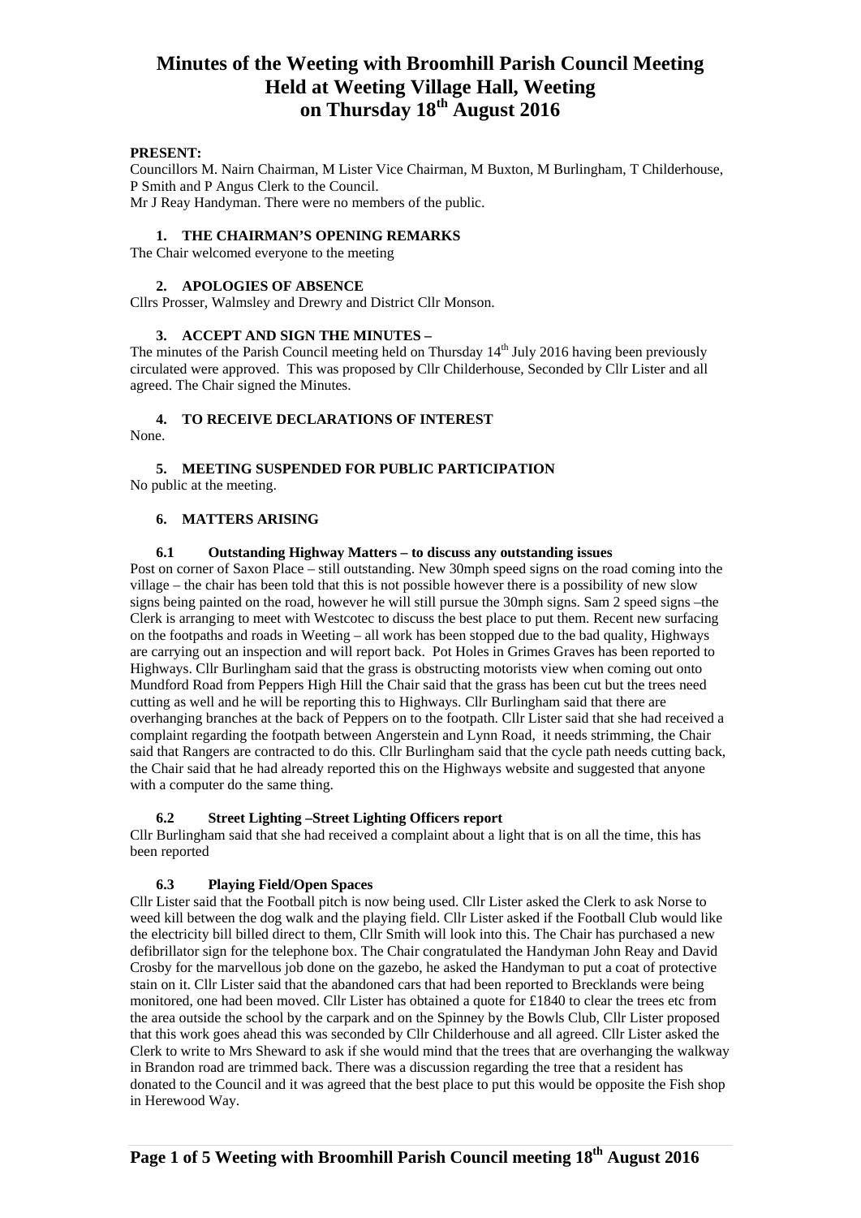# Minutes of the Weeting with Broomhill Parish Council Meeting Held at Weeting Village Hall, Weeting on Thursday 18th August 2016

**PRESENT:**

Councillors M. Nairn Chairman, M Lister Vice Chairman, M Buxton, M Burlingham, T Childerhouse, P Smith and P Angus Clerk to the Council.

Mr J Reay Handyman. There were no members of the public.

### 1. THE CHAIRMAN'S OPENING REMARKS

The Chair welcomed everyone to the meeting

### 2. APOLOGIES OF ABSENCE

Cllrs Prosser, Walmsley and Drewry and District Cllr Monson.

### 3. ACCEPT AND SIGN THE MINUTES –

The minutes of the Parish Council meeting held on Thursday 14th July 2016 having been previously circulated were approved. This was proposed by Cllr Childerhouse, Seconded by Cllr Lister and all agreed. The Chair signed the Minutes.

### 4. TO RECEIVE DECLARATIONS OF INTEREST

None.

### 5. MEETING SUSPENDED FOR PUBLIC PARTICIPATION

No public at the meeting.

### 6. MATTERS ARISING

#### 6.1 Outstanding Highway Matters – to discuss any outstanding issues

Post on corner of Saxon Place – still outstanding. New 30mph speed signs on the road coming into the village – the chair has been told that this is not possible however there is a possibility of new slow signs being painted on the road, however he will still pursue the 30mph signs. Sam 2 speed signs –the Clerk is arranging to meet with Westcotec to discuss the best place to put them. Recent new surfacing on the footpaths and roads in Weeting – all work has been stopped due to the bad quality, Highways are carrying out an inspection and will report back. Pot Holes in Grimes Graves has been reported to Highways. Cllr Burlingham said that the grass is obstructing motorists view when coming out onto Mundford Road from Peppers High Hill the Chair said that the grass has been cut but the trees need cutting as well and he will be reporting this to Highways. Cllr Burlingham said that there are overhanging branches at the back of Peppers on to the footpath. Cllr Lister said that she had received a complaint regarding the footpath between Angerstein and Lynn Road, it needs strimming, the Chair said that Rangers are contracted to do this. Cllr Burlingham said that the cycle path needs cutting back, the Chair said that he had already reported this on the Highways website and suggested that anyone with a computer do the same thing.

#### 6.2 Street Lighting –Street Lighting Officers report

Cllr Burlingham said that she had received a complaint about a light that is on all the time, this has been reported

#### 6.3 Playing Field/Open Spaces

Cllr Lister said that the Football pitch is now being used. Cllr Lister asked the Clerk to ask Norse to weed kill between the dog walk and the playing field. Cllr Lister asked if the Football Club would like the electricity bill billed direct to them, Cllr Smith will look into this. The Chair has purchased a new defibrillator sign for the telephone box. The Chair congratulated the Handyman John Reay and David Crosby for the marvellous job done on the gazebo, he asked the Handyman to put a coat of protective stain on it. Cllr Lister said that the abandoned cars that had been reported to Brecklands were being monitored, one had been moved. Cllr Lister has obtained a quote for £1840 to clear the trees etc from the area outside the school by the carpark and on the Spinney by the Bowls Club, Cllr Lister proposed that this work goes ahead this was seconded by Cllr Childerhouse and all agreed. Cllr Lister asked the Clerk to write to Mrs Sheward to ask if she would mind that the trees that are overhanging the walkway in Brandon road are trimmed back. There was a discussion regarding the tree that a resident has donated to the Council and it was agreed that the best place to put this would be opposite the Fish shop in Herewood Way.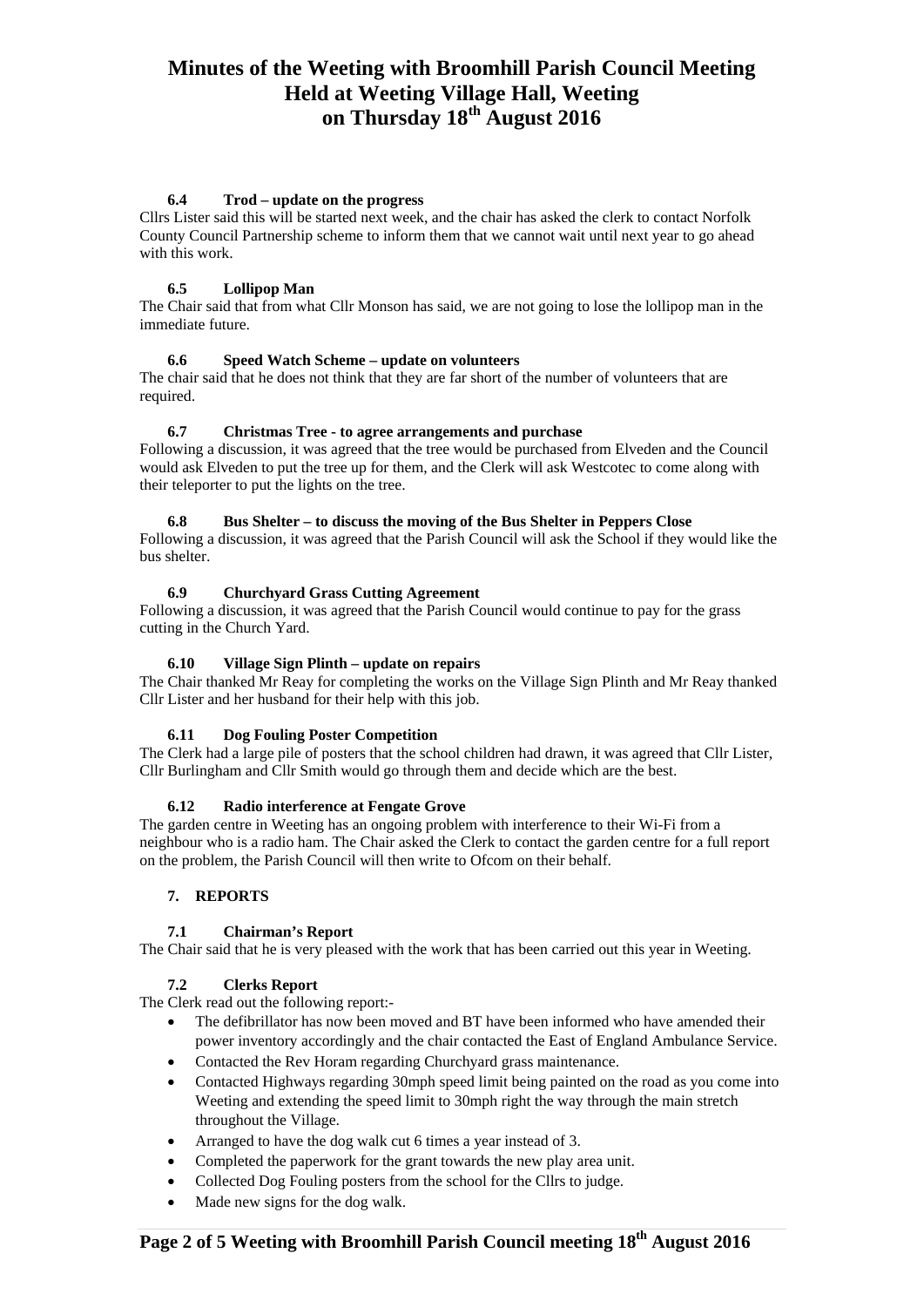# Minutes of the Weeting with Broomhill Parish Council Meeting Held at Weeting Village Hall, Weeting on Thursday 18th August 2016

### 6.4 Trod – update on the progress

Cllrs Lister said this will be started next week, and the chair has asked the clerk to contact Norfolk County Council Partnership scheme to inform them that we cannot wait until next year to go ahead with this work.

### 6.5 Lollipop Man

The Chair said that from what Cllr Monson has said, we are not going to lose the lollipop man in the immediate future.

### 6.6 Speed Watch Scheme – update on volunteers

The chair said that he does not think that they are far short of the number of volunteers that are required.

### 6.7 Christmas Tree - to agree arrangements and purchase

Following a discussion, it was agreed that the tree would be purchased from Elveden and the Council would ask Elveden to put the tree up for them, and the Clerk will ask Westcotec to come along with their teleporter to put the lights on the tree.

### 6.8 Bus Shelter – to discuss the moving of the Bus Shelter in Peppers Close

Following a discussion, it was agreed that the Parish Council will ask the School if they would like the bus shelter.

### 6.9 Churchyard Grass Cutting Agreement

Following a discussion, it was agreed that the Parish Council would continue to pay for the grass cutting in the Church Yard.

### 6.10 Village Sign Plinth – update on repairs

The Chair thanked Mr Reay for completing the works on the Village Sign Plinth and Mr Reay thanked Cllr Lister and her husband for their help with this job.

### 6.11 Dog Fouling Poster Competition

The Clerk had a large pile of posters that the school children had drawn, it was agreed that Cllr Lister, Cllr Burlingham and Cllr Smith would go through them and decide which are the best.

### 6.12 Radio interference at Fengate Grove

The garden centre in Weeting has an ongoing problem with interference to their Wi-Fi from a neighbour who is a radio ham. The Chair asked the Clerk to contact the garden centre for a full report on the problem, the Parish Council will then write to Ofcom on their behalf.

## 7. REPORTS

### 7.1 Chairman's Report

The Chair said that he is very pleased with the work that has been carried out this year in Weeting.

### 7.2 Clerks Report

The Clerk read out the following report:-

- The defibrillator has now been moved and BT have been informed who have amended their power inventory accordingly and the chair contacted the East of England Ambulance Service.
- Contacted the Rev Horam regarding Churchyard grass maintenance.
- Contacted Highways regarding 30mph speed limit being painted on the road as you come into Weeting and extending the speed limit to 30mph right the way through the main stretch throughout the Village.
- Arranged to have the dog walk cut 6 times a year instead of 3.
- Completed the paperwork for the grant towards the new play area unit.
- Collected Dog Fouling posters from the school for the Cllrs to judge.
- Made new signs for the dog walk.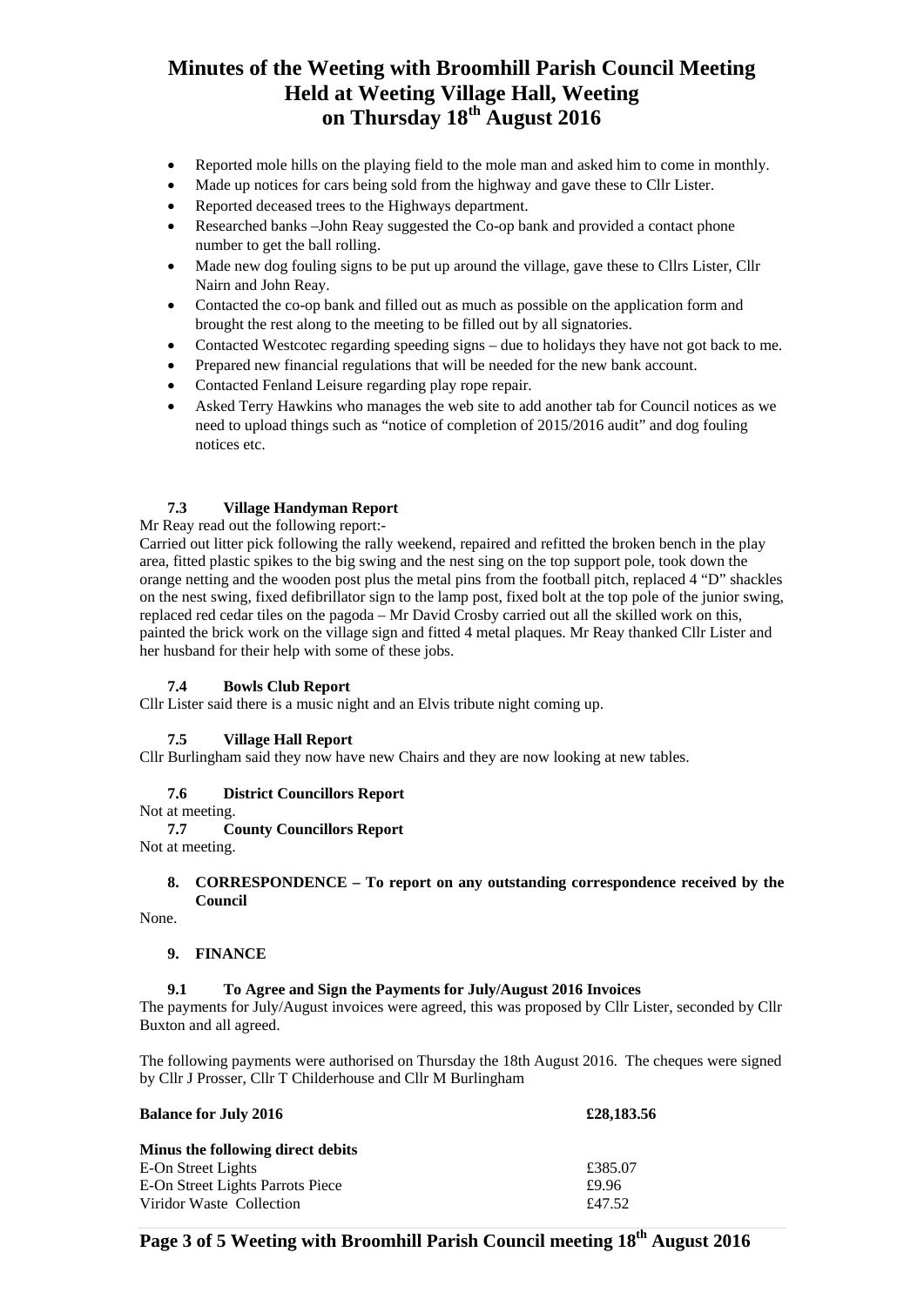- Reported mole hills on the playing field to the mole man and asked him to come in monthly.
- Made up notices for cars being sold from the highway and gave these to Cllr Lister.
- Reported deceased trees to the Highways department.
- Researched banks –John Reay suggested the Co-op bank and provided a contact phone number to get the ball rolling.
- Made new dog fouling signs to be put up around the village, gave these to Cllrs Lister, Cllr Nairn and John Reay.
- Contacted the co-op bank and filled out as much as possible on the application form and brought the rest along to the meeting to be filled out by all signatories.
- Contacted Westcotec regarding speeding signs – due to holidays they have not got back to me.
- Prepared new financial regulations that will be needed for the new bank account.
- Contacted Fenland Leisure regarding play rope repair.
- Asked Terry Hawkins who manages the web site to add another tab for Council notices as we need to upload things such as "notice of completion of 2015/2016 audit" and dog fouling notices etc.

### 7.3 Village Handyman Report

Mr Reay read out the following report:-

Carried out litter pick following the rally weekend, repaired and refitted the broken bench in the play area, fitted plastic spikes to the big swing and the nest sing on the top support pole, took down the orange netting and the wooden post plus the metal pins from the football pitch, replaced 4 "D" shackles on the nest swing, fixed defibrillator sign to the lamp post, fixed bolt at the top pole of the junior swing, replaced red cedar tiles on the pagoda – Mr David Crosby carried out all the skilled work on this, painted the brick work on the village sign and fitted 4 metal plaques. Mr Reay thanked Cllr Lister and her husband for their help with some of these jobs.

### 7.4 Bowls Club Report

Cllr Lister said there is a music night and an Elvis tribute night coming up.

### 7.5 Village Hall Report

Cllr Burlingham said they now have new Chairs and they are now looking at new tables.

### 7.6 District Councillors Report

Not at meeting.

### 7.7 County Councillors Report

Not at meeting.

## 8. CORRESPONDENCE – To report on any outstanding correspondence received by the Council

None.

## 9. FINANCE

### 9.1 To Agree and Sign the Payments for July/August 2016 Invoices

The payments for July/August invoices were agreed, this was proposed by Cllr Lister, seconded by Cllr Buxton and all agreed.

The following payments were authorised on Thursday the 18th August 2016. The cheques were signed by Cllr J Prosser, Cllr T Childerhouse and Cllr M Burlingham

| | |
|---|---|
| **Balance for July 2016** | **£28,183.56** |
| **Minus the following direct debits** | |
| E-On Street Lights | £385.07 |
| E-On Street Lights Parrots Piece | £9.96 |
| Viridor Waste Collection | £47.52 |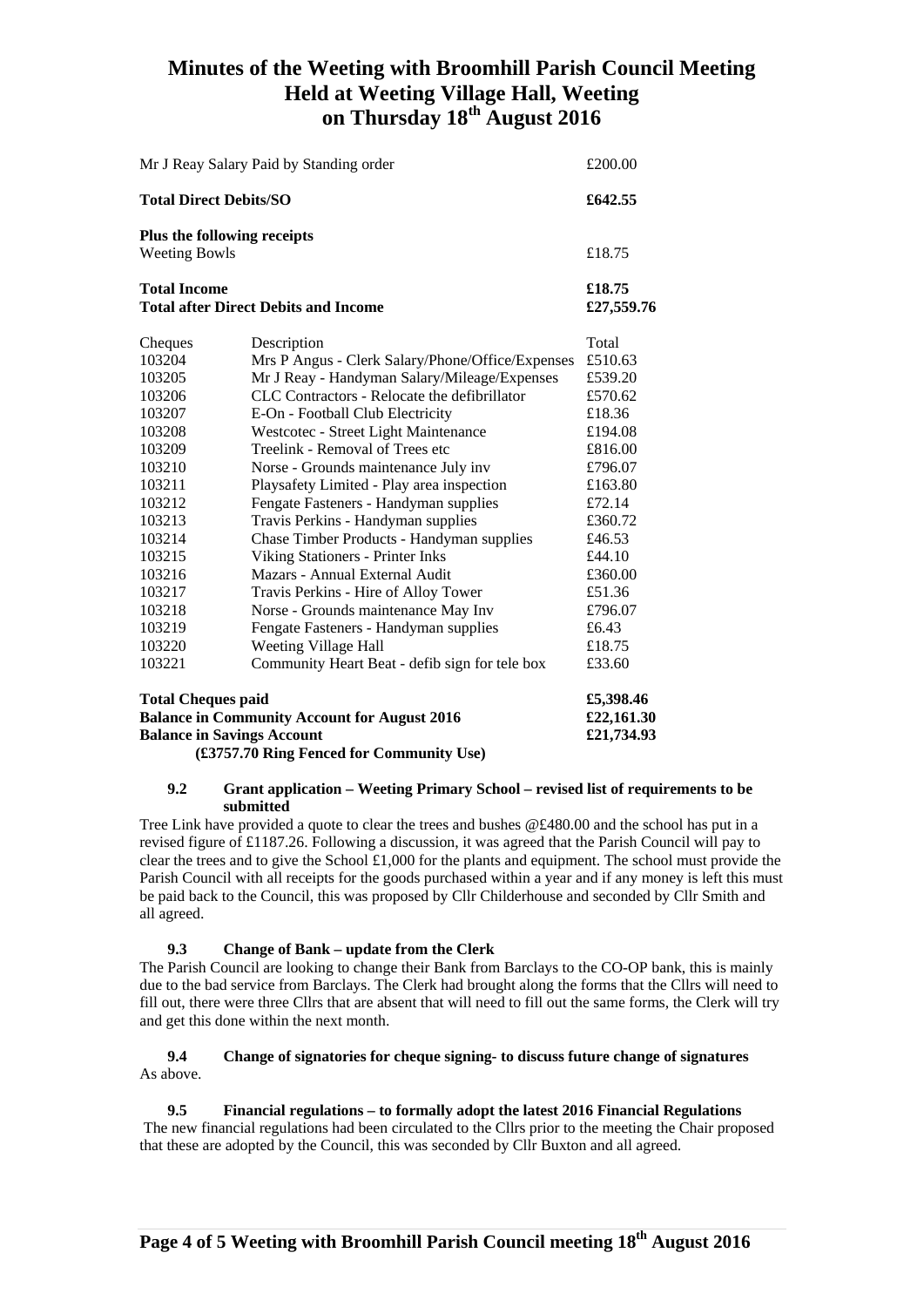# Minutes of the Weeting with Broomhill Parish Council Meeting Held at Weeting Village Hall, Weeting on Thursday 18th August 2016

| | |
|---|---|
| Mr J Reay Salary Paid by Standing order | £200.00 |
| **Total Direct Debits/SO** | **£642.55** |
| **Plus the following receipts** | |
| Weeting Bowls | £18.75 |
| **Total Income** | **£18.75** |
| **Total after Direct Debits and Income** | **£27,559.76** |

| Cheques | Description | Total |
|---|---|---|
| 103204 | Mrs P Angus - Clerk Salary/Phone/Office/Expenses | £510.63 |
| 103205 | Mr J Reay - Handyman Salary/Mileage/Expenses | £539.20 |
| 103206 | CLC Contractors - Relocate the defibrillator | £570.62 |
| 103207 | E-On - Football Club Electricity | £18.36 |
| 103208 | Westcotec - Street Light Maintenance | £194.08 |
| 103209 | Treelink - Removal of Trees etc | £816.00 |
| 103210 | Norse - Grounds maintenance July inv | £796.07 |
| 103211 | Playsafety Limited - Play area inspection | £163.80 |
| 103212 | Fengate Fasteners - Handyman supplies | £72.14 |
| 103213 | Travis Perkins - Handyman supplies | £360.72 |
| 103214 | Chase Timber Products - Handyman supplies | £46.53 |
| 103215 | Viking Stationers - Printer Inks | £44.10 |
| 103216 | Mazars - Annual External Audit | £360.00 |
| 103217 | Travis Perkins - Hire of Alloy Tower | £51.36 |
| 103218 | Norse - Grounds maintenance May Inv | £796.07 |
| 103219 | Fengate Fasteners - Handyman supplies | £6.43 |
| 103220 | Weeting Village Hall | £18.75 |
| 103221 | Community Heart Beat - defib sign for tele box | £33.60 |

| | |
|---|---|
| **Total Cheques paid** | **£5,398.46** |
| **Balance in Community Account for August 2016** | **£22,161.30** |
| **Balance in Savings Account** | **£21,734.93** |
| **(£3757.70 Ring Fenced for Community Use)** | |

**9.2 Grant application – Weeting Primary School – revised list of requirements to be submitted**

Tree Link have provided a quote to clear the trees and bushes @£480.00 and the school has put in a revised figure of £1187.26. Following a discussion, it was agreed that the Parish Council will pay to clear the trees and to give the School £1,000 for the plants and equipment. The school must provide the Parish Council with all receipts for the goods purchased within a year and if any money is left this must be paid back to the Council, this was proposed by Cllr Childerhouse and seconded by Cllr Smith and all agreed.

**9.3 Change of Bank – update from the Clerk**

The Parish Council are looking to change their Bank from Barclays to the CO-OP bank, this is mainly due to the bad service from Barclays. The Clerk had brought along the forms that the Cllrs will need to fill out, there were three Cllrs that are absent that will need to fill out the same forms, the Clerk will try and get this done within the next month.

**9.4 Change of signatories for cheque signing- to discuss future change of signatures**

As above.

**9.5 Financial regulations – to formally adopt the latest 2016 Financial Regulations**

The new financial regulations had been circulated to the Cllrs prior to the meeting the Chair proposed that these are adopted by the Council, this was seconded by Cllr Buxton and all agreed.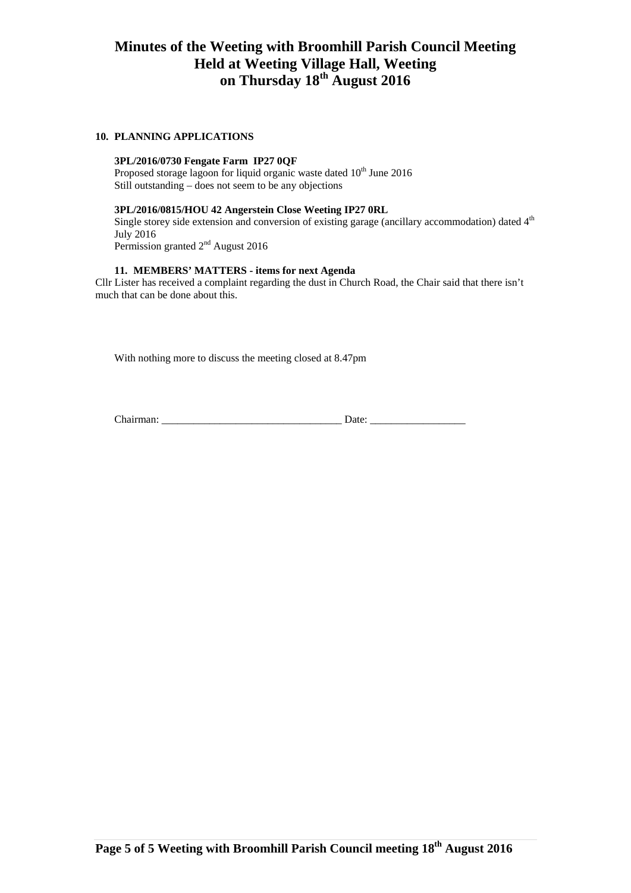# Minutes of the Weeting with Broomhill Parish Council Meeting Held at Weeting Village Hall, Weeting on Thursday 18th August 2016

**10. PLANNING APPLICATIONS**

**3PL/2016/0730 Fengate Farm IP27 0QF**
Proposed storage lagoon for liquid organic waste dated 10th June 2016
Still outstanding – does not seem to be any objections

**3PL/2016/0815/HOU 42 Angerstein Close Weeting IP27 0RL**
Single storey side extension and conversion of existing garage (ancillary accommodation) dated 4th July 2016
Permission granted 2nd August 2016

**11. MEMBERS' MATTERS - items for next Agenda**

Cllr Lister has received a complaint regarding the dust in Church Road, the Chair said that there isn't much that can be done about this.

With nothing more to discuss the meeting closed at 8.47pm

Chairman: \_\_\_\_\_\_\_\_\_\_\_\_\_\_\_\_\_\_\_\_\_\_\_\_\_\_\_\_\_\_\_\_\_ Date: \_\_\_\_\_\_\_\_\_\_\_\_\_\_\_\_\_\_